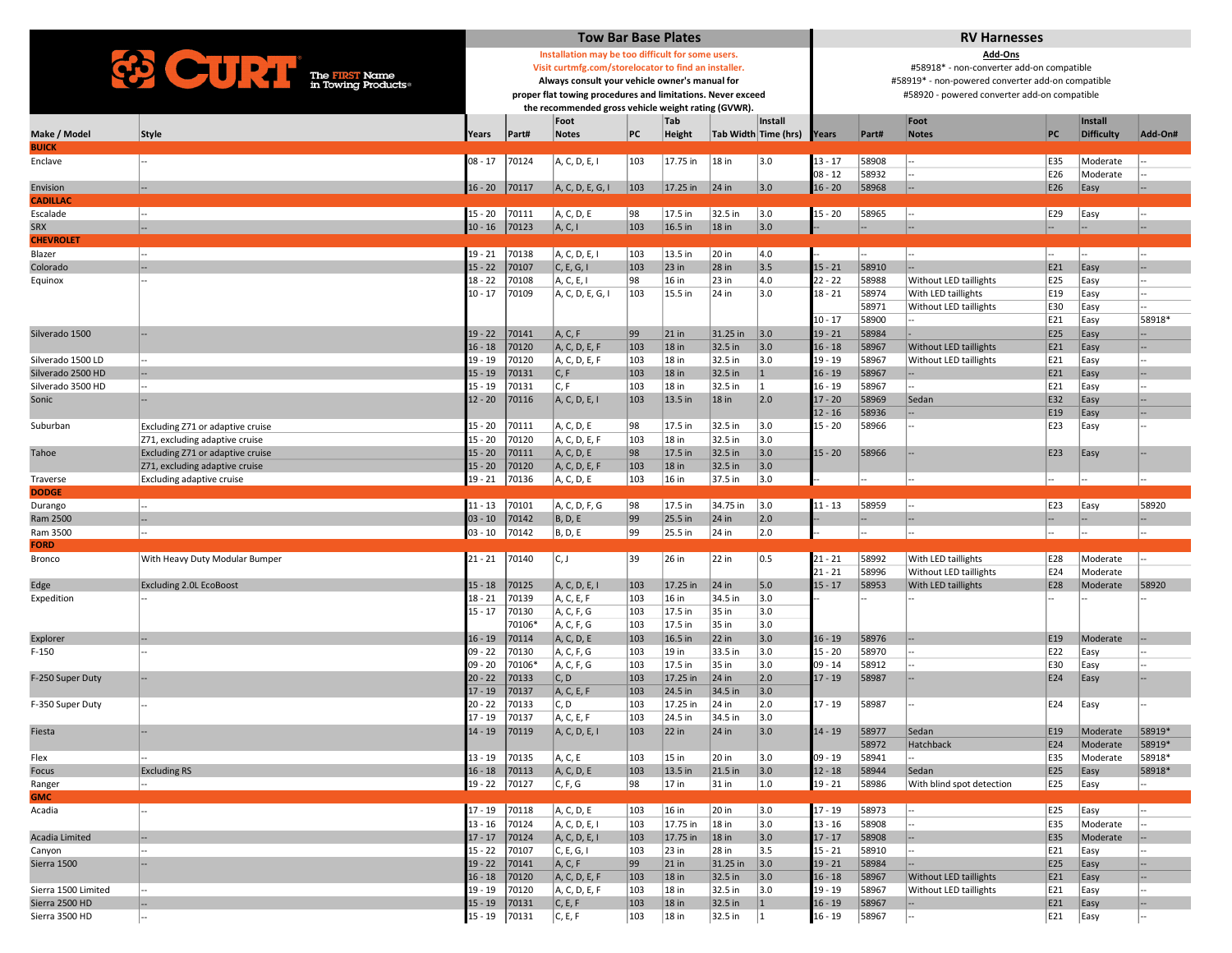**CURT** The FIRST Name in Towing Products®

| Make / Model | Style | Tow Bar Base Plates | | | | | | | RV Harnesses | | | | | |
|---|---|---|---|---|---|---|---|---|---|---|---|---|---|---|
| | | Installation may be too difficult for some users. Visit curtmfg.com/storelocator to find an installer. Always consult your vehicle owner's manual for proper flat towing procedures and limitations. Never exceed the recommended gross vehicle weight rating (GVWR). | | | | | | | Add-Ons: #58918* - non-converter add-on compatible; #58919* - non-powered converter add-on compatible; #58920 - powered converter add-on compatible | | | | | |
| | | Years | Part# | Foot Notes | PC | Tab Height | Tab Width | Install Time (hrs) | Years | Part# | Foot Notes | PC | Install Difficulty | Add-On# |
| **BUICK** | | | | | | | | | | | | | | |
| Enclave | -- | 08 - 17 | 70124 | A, C, D, E, I | 103 | 17.75 in | 18 in | 3.0 | 13 - 17 | 58908 | -- | E35 | Moderate | -- |
| | | | | | | | | | 08 - 12 | 58932 | -- | E26 | Moderate | -- |
| Envision | -- | 16 - 20 | 70117 | A, C, D, E, G, I | 103 | 17.25 in | 24 in | 3.0 | 16 - 20 | 58968 | -- | E26 | Easy | -- |
| **CADILLAC** | | | | | | | | | | | | | | |
| Escalade | -- | 15 - 20 | 70111 | A, C, D, E | 98 | 17.5 in | 32.5 in | 3.0 | 15 - 20 | 58965 | -- | E29 | Easy | -- |
| SRX | -- | 10 - 16 | 70123 | A, C, I | 103 | 16.5 in | 18 in | 3.0 | -- | -- | -- | -- | -- | -- |
| **CHEVROLET** | | | | | | | | | | | | | | |
| Blazer | -- | 19 - 21 | 70138 | A, C, D, E, I | 103 | 13.5 in | 20 in | 4.0 | -- | -- | -- | -- | -- | -- |
| Colorado | -- | 15 - 22 | 70107 | C, E, G, I | 103 | 23 in | 28 in | 3.5 | 15 - 21 | 58910 | -- | E21 | Easy | -- |
| Equinox | -- | 18 - 22 | 70108 | A, C, E, I | 98 | 16 in | 23 in | 4.0 | 22 - 22 | 58988 | Without LED taillights | E25 | Easy | -- |
| | | 10 - 17 | 70109 | A, C, D, E, G, I | 103 | 15.5 in | 24 in | 3.0 | 18 - 21 | 58974 | With LED taillights | E19 | Easy | -- |
| | | | | | | | | | | 58971 | Without LED taillights | E30 | Easy | -- |
| | | | | | | | | | 10 - 17 | 58900 | -- | E21 | Easy | 58918* |
| Silverado 1500 | -- | 19 - 22 | 70141 | A, C, F | 99 | 21 in | 31.25 in | 3.0 | 19 - 21 | 58984 | - | E25 | Easy | -- |
| | | 16 - 18 | 70120 | A, C, D, E, F | 103 | 18 in | 32.5 in | 3.0 | 16 - 18 | 58967 | Without LED taillights | E21 | Easy | -- |
| Silverado 1500 LD | -- | 19 - 19 | 70120 | A, C, D, E, F | 103 | 18 in | 32.5 in | 3.0 | 19 - 19 | 58967 | Without LED taillights | E21 | Easy | -- |
| Silverado 2500 HD | -- | 15 - 19 | 70131 | C, F | 103 | 18 in | 32.5 in | 1 | 16 - 19 | 58967 | -- | E21 | Easy | -- |
| Silverado 3500 HD | -- | 15 - 19 | 70131 | C, F | 103 | 18 in | 32.5 in | 1 | 16 - 19 | 58967 | -- | E21 | Easy | -- |
| Sonic | -- | 12 - 20 | 70116 | A, C, D, E, I | 103 | 13.5 in | 18 in | 2.0 | 17 - 20 | 58969 | Sedan | E32 | Easy | -- |
| | | | | | | | | | 12 - 16 | 58936 | -- | E19 | Easy | -- |
| Suburban | Excluding Z71 or adaptive cruise | 15 - 20 | 70111 | A, C, D, E | 98 | 17.5 in | 32.5 in | 3.0 | 15 - 20 | 58966 | -- | E23 | Easy | -- |
| | Z71, excluding adaptive cruise | 15 - 20 | 70120 | A, C, D, E, F | 103 | 18 in | 32.5 in | 3.0 | | | | | | |
| Tahoe | Excluding Z71 or adaptive cruise | 15 - 20 | 70111 | A, C, D, E | 98 | 17.5 in | 32.5 in | 3.0 | 15 - 20 | 58966 | -- | E23 | Easy | -- |
| | Z71, excluding adaptive cruise | 15 - 20 | 70120 | A, C, D, E, F | 103 | 18 in | 32.5 in | 3.0 | | | | | | |
| Traverse | Excluding adaptive cruise | 19 - 21 | 70136 | A, C, D, E | 103 | 16 in | 37.5 in | 3.0 | -- | -- | -- | -- | -- | -- |
| **DODGE** | | | | | | | | | | | | | | |
| Durango | -- | 11 - 13 | 70101 | A, C, D, F, G | 98 | 17.5 in | 34.75 in | 3.0 | 11 - 13 | 58959 | -- | E23 | Easy | 58920 |
| Ram 2500 | -- | 03 - 10 | 70142 | B, D, E | 99 | 25.5 in | 24 in | 2.0 | -- | -- | -- | -- | -- | -- |
| Ram 3500 | -- | 03 - 10 | 70142 | B, D, E | 99 | 25.5 in | 24 in | 2.0 | -- | -- | -- | -- | -- | -- |
| **FORD** | | | | | | | | | | | | | | |
| Bronco | With Heavy Duty Modular Bumper | 21 - 21 | 70140 | C, J | 39 | 26 in | 22 in | 0.5 | 21 - 21 | 58992 | With LED taillights | E28 | Moderate | -- |
| | | | | | | | | | 21 - 21 | 58996 | Without LED taillights | E24 | Moderate | |
| Edge | Excluding 2.0L EcoBoost | 15 - 18 | 70125 | A, C, D, E, I | 103 | 17.25 in | 24 in | 5.0 | 15 - 17 | 58953 | With LED taillights | E28 | Moderate | 58920 |
| Expedition | -- | 18 - 21 | 70139 | A, C, E, F | 103 | 16 in | 34.5 in | 3.0 | -- | -- | -- | -- | -- | -- |
| | | 15 - 17 | 70130 | A, C, F, G | 103 | 17.5 in | 35 in | 3.0 | | | | | | |
| | | | 70106* | A, C, F, G | 103 | 17.5 in | 35 in | 3.0 | | | | | | |
| Explorer | -- | 16 - 19 | 70114 | A, C, D, E | 103 | 16.5 in | 22 in | 3.0 | 16 - 19 | 58976 | -- | E19 | Moderate | -- |
| F-150 | -- | 09 - 22 | 70130 | A, C, F, G | 103 | 19 in | 33.5 in | 3.0 | 15 - 20 | 58970 | -- | E22 | Easy | -- |
| | | 09 - 20 | 70106* | A, C, F, G | 103 | 17.5 in | 35 in | 3.0 | 09 - 14 | 58912 | -- | E30 | Easy | -- |
| F-250 Super Duty | -- | 20 - 22 | 70133 | C, D | 103 | 17.25 in | 24 in | 2.0 | 17 - 19 | 58987 | -- | E24 | Easy | -- |
| | | 17 - 19 | 70137 | A, C, E, F | 103 | 24.5 in | 34.5 in | 3.0 | | | | | | |
| F-350 Super Duty | -- | 20 - 22 | 70133 | C, D | 103 | 17.25 in | 24 in | 2.0 | 17 - 19 | 58987 | -- | E24 | Easy | -- |
| | | 17 - 19 | 70137 | A, C, E, F | 103 | 24.5 in | 34.5 in | 3.0 | | | | | | |
| Fiesta | -- | 14 - 19 | 70119 | A, C, D, E, I | 103 | 22 in | 24 in | 3.0 | 14 - 19 | 58977 | Sedan | E19 | Moderate | 58919* |
| | | | | | | | | | | 58972 | Hatchback | E24 | Moderate | 58919* |
| Flex | -- | 13 - 19 | 70135 | A, C, E | 103 | 15 in | 20 in | 3.0 | 09 - 19 | 58941 | -- | E35 | Moderate | 58918* |
| Focus | Excluding RS | 16 - 18 | 70113 | A, C, D, E | 103 | 13.5 in | 21.5 in | 3.0 | 12 - 18 | 58944 | Sedan | E25 | Easy | 58918* |
| Ranger | -- | 19 - 22 | 70127 | C, F, G | 98 | 17 in | 31 in | 1.0 | 19 - 21 | 58986 | With blind spot detection | E25 | Easy | -- |
| **GMC** | | | | | | | | | | | | | | |
| Acadia | -- | 17 - 19 | 70118 | A, C, D, E | 103 | 16 in | 20 in | 3.0 | 17 - 19 | 58973 | -- | E25 | Easy | -- |
| | | 13 - 16 | 70124 | A, C, D, E, I | 103 | 17.75 in | 18 in | 3.0 | 13 - 16 | 58908 | -- | E35 | Moderate | -- |
| Acadia Limited | -- | 17 - 17 | 70124 | A, C, D, E, I | 103 | 17.75 in | 18 in | 3.0 | 17 - 17 | 58908 | -- | E35 | Moderate | -- |
| Canyon | -- | 15 - 22 | 70107 | C, E, G, I | 103 | 23 in | 28 in | 3.5 | 15 - 21 | 58910 | -- | E21 | Easy | -- |
| Sierra 1500 | -- | 19 - 22 | 70141 | A, C, F | 99 | 21 in | 31.25 in | 3.0 | 19 - 21 | 58984 | -- | E25 | Easy | -- |
| | | 16 - 18 | 70120 | A, C, D, E, F | 103 | 18 in | 32.5 in | 3.0 | 16 - 18 | 58967 | Without LED taillights | E21 | Easy | -- |
| Sierra 1500 Limited | -- | 19 - 19 | 70120 | A, C, D, E, F | 103 | 18 in | 32.5 in | 3.0 | 19 - 19 | 58967 | Without LED taillights | E21 | Easy | -- |
| Sierra 2500 HD | -- | 15 - 19 | 70131 | C, E, F | 103 | 18 in | 32.5 in | 1 | 16 - 19 | 58967 | -- | E21 | Easy | -- |
| Sierra 3500 HD | -- | 15 - 19 | 70131 | C, E, F | 103 | 18 in | 32.5 in | 1 | 16 - 19 | 58967 | -- | E21 | Easy | -- |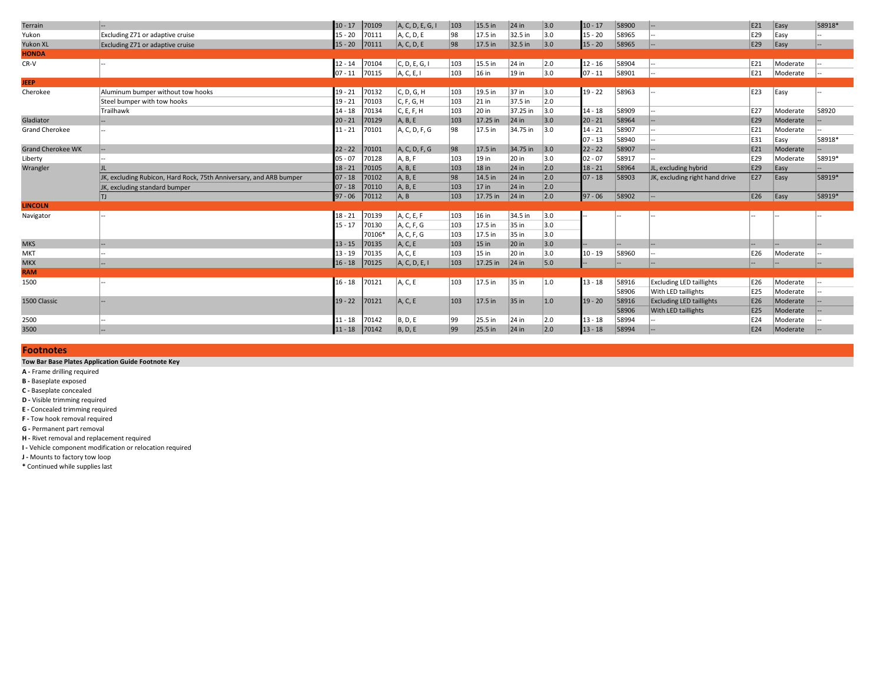| | | | | | | | | | | | | | | | |
|---|---|---|---|---|---|---|---|---|---|---|---|---|---|---|---|
| Terrain | -- | 10 - 17 | 70109 | A, C, D, E, G, I | 103 | 15.5 in | 24 in | 3.0 | 10 - 17 | 58900 | -- | E21 | Easy | 58918* |
| Yukon | Excluding Z71 or adaptive cruise | 15 - 20 | 70111 | A, C, D, E | 98 | 17.5 in | 32.5 in | 3.0 | 15 - 20 | 58965 | -- | E29 | Easy | -- |
| Yukon XL | Excluding Z71 or adaptive cruise | 15 - 20 | 70111 | A, C, D, E | 98 | 17.5 in | 32.5 in | 3.0 | 15 - 20 | 58965 | -- | E29 | Easy | -- |
| **HONDA** | | | | | | | | | | | | | | |
| CR-V | -- | 12 - 14 | 70104 | C, D, E, G, I | 103 | 15.5 in | 24 in | 2.0 | 12 - 16 | 58904 | -- | E21 | Moderate | -- |
| | | 07 - 11 | 70115 | A, C, E, I | 103 | 16 in | 19 in | 3.0 | 07 - 11 | 58901 | -- | E21 | Moderate | -- |
| **JEEP** | | | | | | | | | | | | | | |
| Cherokee | Aluminum bumper without tow hooks | 19 - 21 | 70132 | C, D, G, H | 103 | 19.5 in | 37 in | 3.0 | 19 - 22 | 58963 | -- | E23 | Easy | -- |
| | Steel bumper with tow hooks | 19 - 21 | 70103 | C, F, G, H | 103 | 21 in | 37.5 in | 2.0 | | | | | | |
| | Trailhawk | 14 - 18 | 70134 | C, E, F, H | 103 | 20 in | 37.25 in | 3.0 | 14 - 18 | 58909 | -- | E27 | Moderate | 58920 |
| Gladiator | -- | 20 - 21 | 70129 | A, B, E | 103 | 17.25 in | 24 in | 3.0 | 20 - 21 | 58964 | -- | E29 | Moderate | -- |
| Grand Cherokee | -- | 11 - 21 | 70101 | A, C, D, F, G | 98 | 17.5 in | 34.75 in | 3.0 | 14 - 21 | 58907 | -- | E21 | Moderate | -- |
| | | | | | | | | | 07 - 13 | 58940 | -- | E31 | Easy | 58918* |
| Grand Cherokee WK | -- | 22 - 22 | 70101 | A, C, D, F, G | 98 | 17.5 in | 34.75 in | 3.0 | 22 - 22 | 58907 | -- | E21 | Moderate | -- |
| Liberty | -- | 05 - 07 | 70128 | A, B, F | 103 | 19 in | 20 in | 3.0 | 02 - 07 | 58917 | -- | E29 | Moderate | 58919* |
| Wrangler | JL | 18 - 21 | 70105 | A, B, E | 103 | 18 in | 24 in | 2.0 | 18 - 21 | 58964 | JL, excluding hybrid | E29 | Easy | -- |
| | JK, excluding Rubicon, Hard Rock, 75th Anniversary, and ARB bumper | 07 - 18 | 70102 | A, B, E | 98 | 14.5 in | 24 in | 2.0 | 07 - 18 | 58903 | JK, excluding right hand drive | E27 | Easy | 58919* |
| | JK, excluding standard bumper | 07 - 18 | 70110 | A, B, E | 103 | 17 in | 24 in | 2.0 | | | | | | |
| | TJ | 97 - 06 | 70112 | A, B | 103 | 17.75 in | 24 in | 2.0 | 97 - 06 | 58902 | -- | E26 | Easy | 58919* |
| **LINCOLN** | | | | | | | | | | | | | | |
| Navigator | -- | 18 - 21 | 70139 | A, C, E, F | 103 | 16 in | 34.5 in | 3.0 | -- | -- | -- | -- | -- | -- |
| | | 15 - 17 | 70130 | A, C, F, G | 103 | 17.5 in | 35 in | 3.0 | | | | | | |
| | | | 70106* | A, C, F, G | 103 | 17.5 in | 35 in | 3.0 | | | | | | |
| MKS | -- | 13 - 15 | 70135 | A, C, E | 103 | 15 in | 20 in | 3.0 | -- | -- | -- | -- | -- | -- |
| MKT | -- | 13 - 19 | 70135 | A, C, E | 103 | 15 in | 20 in | 3.0 | 10 - 19 | 58960 | -- | E26 | Moderate | -- |
| MKX | -- | 16 - 18 | 70125 | A, C, D, E, I | 103 | 17.25 in | 24 in | 5.0 | -- | -- | -- | -- | -- | -- |
| **RAM** | | | | | | | | | | | | | | |
| 1500 | -- | 16 - 18 | 70121 | A, C, E | 103 | 17.5 in | 35 in | 1.0 | 13 - 18 | 58916 | Excluding LED taillights | E26 | Moderate | -- |
| | | | | | | | | | | 58906 | With LED taillights | E25 | Moderate | -- |
| 1500 Classic | -- | 19 - 22 | 70121 | A, C, E | 103 | 17.5 in | 35 in | 1.0 | 19 - 20 | 58916 | Excluding LED taillights | E26 | Moderate | -- |
| | | | | | | | | | | 58906 | With LED taillights | E25 | Moderate | -- |
| 2500 | -- | 11 - 18 | 70142 | B, D, E | 99 | 25.5 in | 24 in | 2.0 | 13 - 18 | 58994 | -- | E24 | Moderate | -- |
| 3500 | -- | 11 - 18 | 70142 | B, D, E | 99 | 25.5 in | 24 in | 2.0 | 13 - 18 | 58994 | -- | E24 | Moderate | -- |

## Footnotes

**Tow Bar Base Plates Application Guide Footnote Key**

**A -** Frame drilling required
**B -** Baseplate exposed
**C -** Baseplate concealed
**D -** Visible trimming required
**E -** Concealed trimming required
**F -** Tow hook removal required
**G -** Permanent part removal
**H -** Rivet removal and replacement required
**I -** Vehicle component modification or relocation required
**J -** Mounts to factory tow loop
**\*** Continued while supplies last